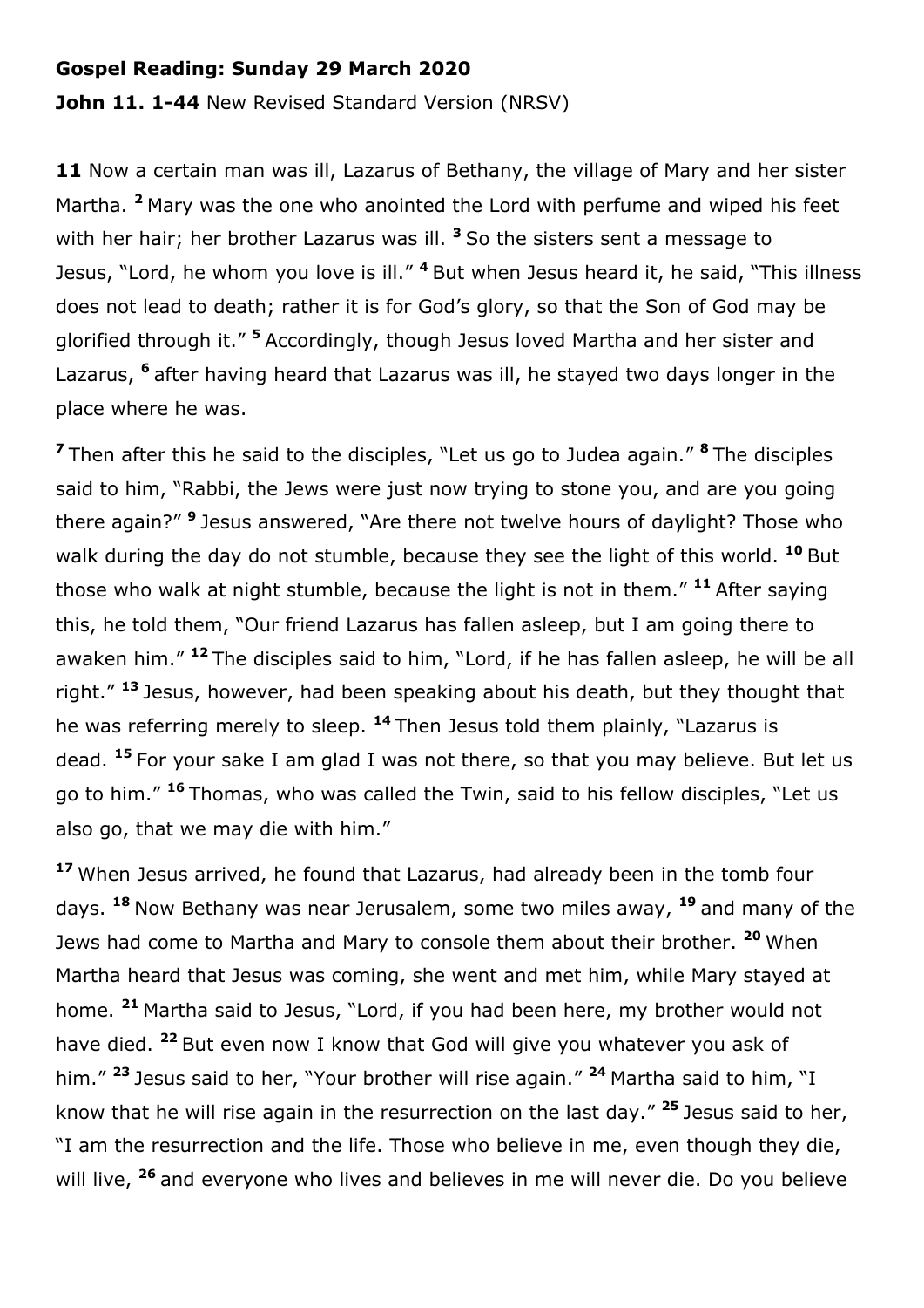**Gospel Reading: Sunday 29 March 2020**

**John 11. 1-44** New Revised Standard Version (NRSV)

**11** Now a certain man was ill, Lazarus of Bethany, the village of Mary and her sister Martha. **2** Mary was the one who anointed the Lord with perfume and wiped his feet with her hair; her brother Lazarus was ill. **3** So the sisters sent a message to Jesus, "Lord, he whom you love is ill." **4** But when Jesus heard it, he said, "This illness does not lead to death; rather it is for God's glory, so that the Son of God may be glorified through it." **5** Accordingly, though Jesus loved Martha and her sister and Lazarus, **6** after having heard that Lazarus was ill, he stayed two days longer in the place where he was.

**7** Then after this he said to the disciples, "Let us go to Judea again." **8** The disciples said to him, "Rabbi, the Jews were just now trying to stone you, and are you going there again?" **9** Jesus answered, "Are there not twelve hours of daylight? Those who walk during the day do not stumble, because they see the light of this world. **10** But those who walk at night stumble, because the light is not in them." **11** After saying this, he told them, "Our friend Lazarus has fallen asleep, but I am going there to awaken him." **12** The disciples said to him, "Lord, if he has fallen asleep, he will be all right." **13** Jesus, however, had been speaking about his death, but they thought that he was referring merely to sleep. **14** Then Jesus told them plainly, "Lazarus is dead. **15** For your sake I am glad I was not there, so that you may believe. But let us go to him." **16** Thomas, who was called the Twin, said to his fellow disciples, "Let us also go, that we may die with him."

**17** When Jesus arrived, he found that Lazarus, had already been in the tomb four days. **18** Now Bethany was near Jerusalem, some two miles away, **19** and many of the Jews had come to Martha and Mary to console them about their brother. **20** When Martha heard that Jesus was coming, she went and met him, while Mary stayed at home. **21** Martha said to Jesus, "Lord, if you had been here, my brother would not have died. **22** But even now I know that God will give you whatever you ask of him." **23** Jesus said to her, "Your brother will rise again." **24** Martha said to him, "I know that he will rise again in the resurrection on the last day." **25** Jesus said to her, "I am the resurrection and the life. Those who believe in me, even though they die, will live, **26** and everyone who lives and believes in me will never die. Do you believe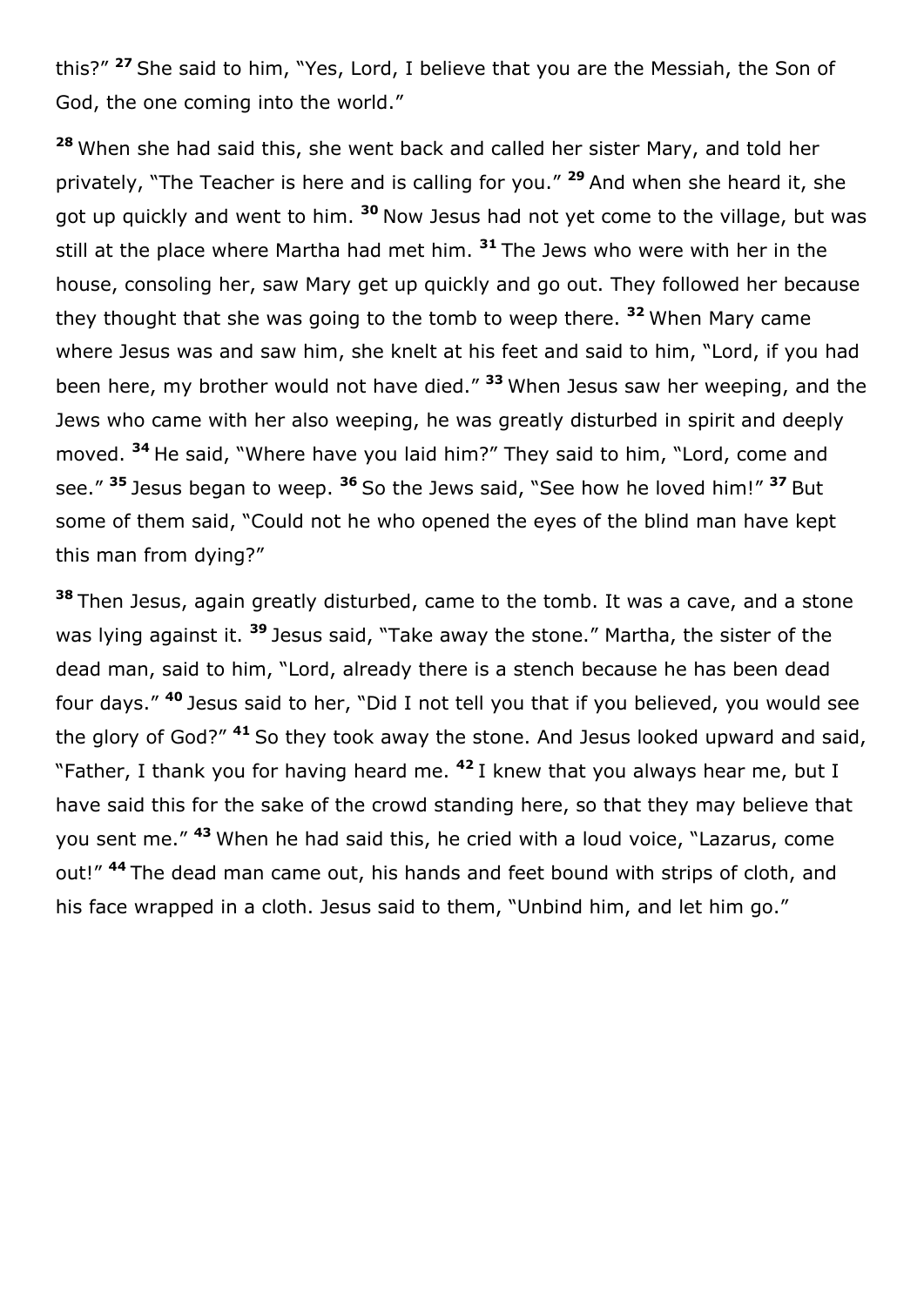this?” [27] She said to him, “Yes, Lord, I believe that you are the Messiah, the Son of God, the one coming into the world.”

[28] When she had said this, she went back and called her sister Mary, and told her privately, “The Teacher is here and is calling for you.” [29] And when she heard it, she got up quickly and went to him. [30] Now Jesus had not yet come to the village, but was still at the place where Martha had met him. [31] The Jews who were with her in the house, consoling her, saw Mary get up quickly and go out. They followed her because they thought that she was going to the tomb to weep there. [32] When Mary came where Jesus was and saw him, she knelt at his feet and said to him, “Lord, if you had been here, my brother would not have died.” [33] When Jesus saw her weeping, and the Jews who came with her also weeping, he was greatly disturbed in spirit and deeply moved. [34] He said, “Where have you laid him?” They said to him, “Lord, come and see.” [35] Jesus began to weep. [36] So the Jews said, “See how he loved him!” [37] But some of them said, “Could not he who opened the eyes of the blind man have kept this man from dying?”

[38] Then Jesus, again greatly disturbed, came to the tomb. It was a cave, and a stone was lying against it. [39] Jesus said, “Take away the stone.” Martha, the sister of the dead man, said to him, “Lord, already there is a stench because he has been dead four days.” [40] Jesus said to her, “Did I not tell you that if you believed, you would see the glory of God?” [41] So they took away the stone. And Jesus looked upward and said, “Father, I thank you for having heard me. [42] I knew that you always hear me, but I have said this for the sake of the crowd standing here, so that they may believe that you sent me.” [43] When he had said this, he cried with a loud voice, “Lazarus, come out!” [44] The dead man came out, his hands and feet bound with strips of cloth, and his face wrapped in a cloth. Jesus said to them, “Unbind him, and let him go.”